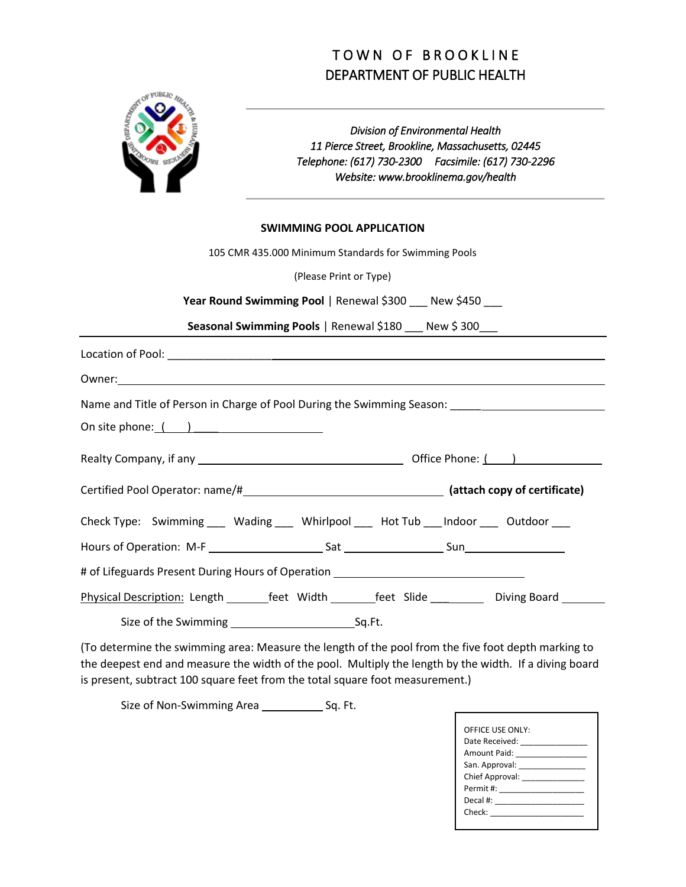# TOWN OF BROOKLINE

## DEPARTMENT OF PUBLIC HEALTH

*Division of Environmental Health*
*11 Pierce Street, Brookline, Massachusetts, 02445*
*Telephone: (617) 730-2300 Facsimile: (617) 730-2296*
*Website: www.brooklinema.gov/health*

### SWIMMING POOL APPLICATION

105 CMR 435.000 Minimum Standards for Swimming Pools

(Please Print or Type)

**Year Round Swimming Pool** | Renewal $300 ___ New $450 ___

**Seasonal Swimming Pools** | Renewal $180 ___ New $ 300___

Location of Pool: ______________________________

Owner: ______________________________

Name and Title of Person in Charge of Pool During the Swimming Season: ______________________________

On site phone: ( ) ______________________________

Realty Company, if any ______________________________ Office Phone: ( ) ______________

Certified Pool Operator: name/# ______________________________ **(attach copy of certificate)**

Check Type: Swimming ___ Wading ___ Whirlpool ___ Hot Tub ___ Indoor ___ Outdoor ___

Hours of Operation: M-F ______________ Sat ______________ Sun ______________

# of Lifeguards Present During Hours of Operation ______________________________

Physical Description: Length _______feet Width _______feet Slide _______ Diving Board _______

Size of the Swimming ______________Sq.Ft.

(To determine the swimming area: Measure the length of the pool from the five foot depth marking to the deepest end and measure the width of the pool. Multiply the length by the width. If a diving board is present, subtract 100 square feet from the total square foot measurement.)

Size of Non-Swimming Area __________ Sq. Ft.

OFFICE USE ONLY:
Date Received: ______________
Amount Paid: ______________
San. Approval: ______________
Chief Approval: ______________
Permit #: ______________
Decal #: ______________
Check: ______________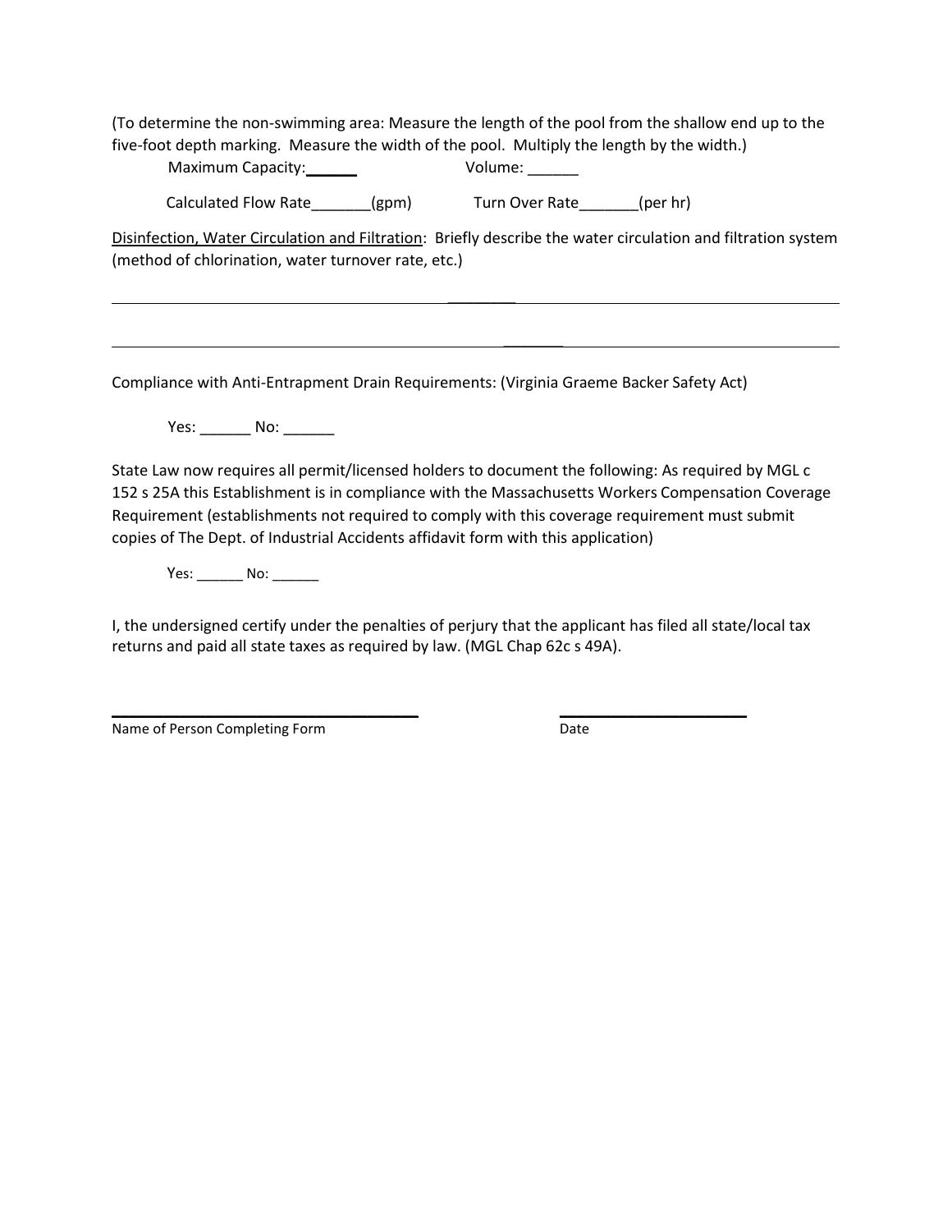(To determine the non-swimming area: Measure the length of the pool from the shallow end up to the five-foot depth marking. Measure the width of the pool. Multiply the length by the width.)

Maximum Capacity:______ Volume: ______

Calculated Flow Rate_______(gpm) Turn Over Rate_______(per hr)

Disinfection, Water Circulation and Filtration: Briefly describe the water circulation and filtration system (method of chlorination, water turnover rate, etc.)

______________________________________________________________________________

______________________________________________________________________________

Compliance with Anti-Entrapment Drain Requirements: (Virginia Graeme Backer Safety Act)

Yes: ______ No: ______

State Law now requires all permit/licensed holders to document the following: As required by MGL c 152 s 25A this Establishment is in compliance with the Massachusetts Workers Compensation Coverage Requirement (establishments not required to comply with this coverage requirement must submit copies of The Dept. of Industrial Accidents affidavit form with this application)

Yes: ______ No: ______

I, the undersigned certify under the penalties of perjury that the applicant has filed all state/local tax returns and paid all state taxes as required by law. (MGL Chap 62c s 49A).

____________________________________ ______________________

Name of Person Completing Form Date